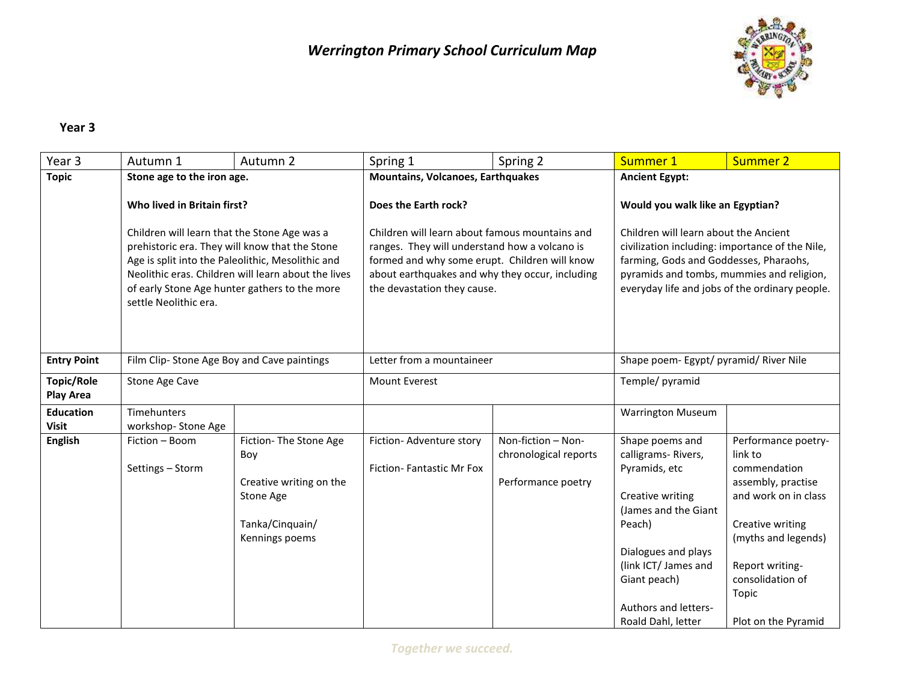# *Werrington Primary School Curriculum Map*

## Year 3

| Year 3 | Autumn 1 | Autumn 2 | Spring 1 | Spring 2 | Summer 1 | Summer 2 |
|---|---|---|---|---|---|---|
| **Topic** | **Stone age to the iron age.**<br><br>**Who lived in Britain first?**<br><br>Children will learn that the Stone Age was a prehistoric era. They will know that the Stone Age is split into the Paleolithic, Mesolithic and Neolithic eras. Children will learn about the lives of early Stone Age hunter gathers to the more settle Neolithic era. | | **Mountains, Volcanoes, Earthquakes**<br><br>**Does the Earth rock?**<br><br>Children will learn about famous mountains and ranges. They will understand how a volcano is formed and why some erupt. Children will know about earthquakes and why they occur, including the devastation they cause. | | **Ancient Egypt:**<br><br>**Would you walk like an Egyptian?**<br><br>Children will learn about the Ancient civilization including: importance of the Nile, farming, Gods and Goddesses, Pharaohs, pyramids and tombs, mummies and religion, everyday life and jobs of the ordinary people. | |
| **Entry Point** | Film Clip- Stone Age Boy and Cave paintings | | Letter from a mountaineer | | Shape poem- Egypt/ pyramid/ River Nile | |
| **Topic/Role Play Area** | Stone Age Cave | | Mount Everest | | Temple/ pyramid | |
| **Education Visit** | Timehunters workshop- Stone Age | | | | Warrington Museum | |
| **English** | Fiction – Boom<br><br>Settings – Storm | Fiction- The Stone Age Boy<br><br>Creative writing on the Stone Age<br><br>Tanka/Cinquain/ Kennings poems | Fiction- Adventure story<br><br>Fiction- Fantastic Mr Fox | Non-fiction – Non-chronological reports<br><br>Performance poetry | Shape poems and calligrams- Rivers, Pyramids, etc<br><br>Creative writing (James and the Giant Peach)<br><br>Dialogues and plays (link ICT/ James and Giant peach)<br><br>Authors and letters- Roald Dahl, letter | Performance poetry- link to commendation assembly, practise and work on in class<br><br>Creative writing (myths and legends)<br><br>Report writing- consolidation of Topic<br><br>Plot on the Pyramid |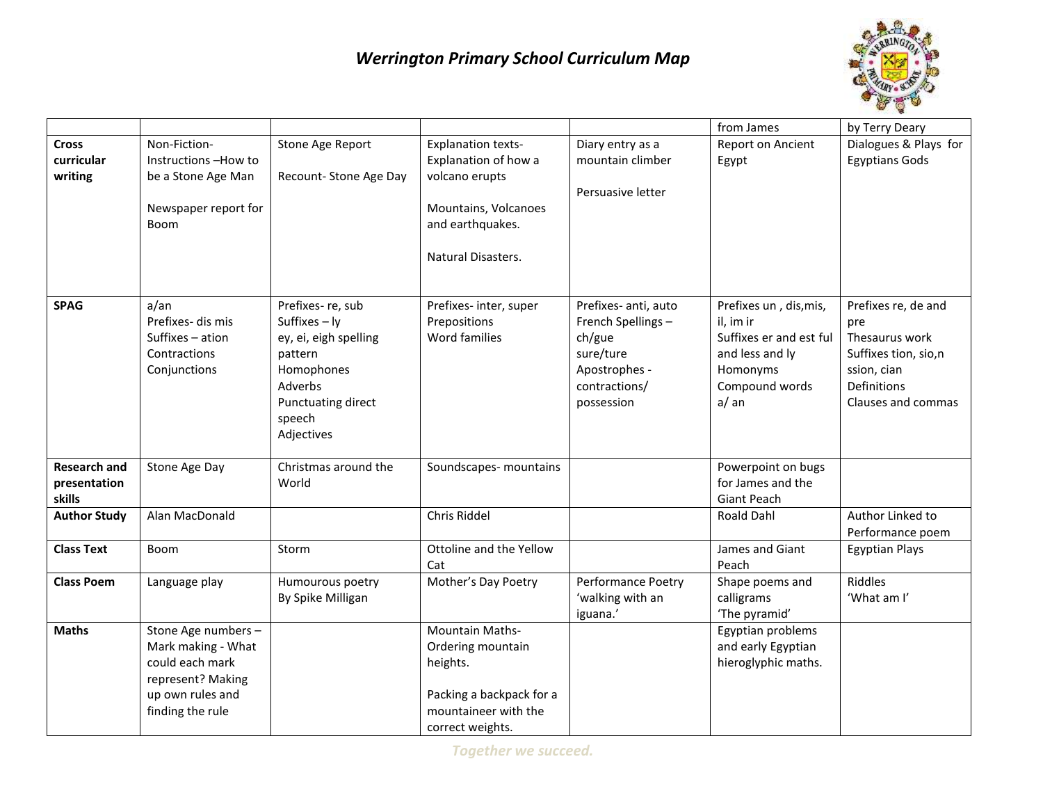# *Werrington Primary School Curriculum Map*

| | | | | | | |
|---|---|---|---|---|---|---|
| | | | | | from James | by Terry Deary |
| **Cross curricular writing** | Non-Fiction- Instructions –How to be a Stone Age Man<br><br>Newspaper report for Boom | Stone Age Report<br><br>Recount- Stone Age Day | Explanation texts- Explanation of how a volcano erupts<br><br>Mountains, Volcanoes and earthquakes.<br><br>Natural Disasters. | Diary entry as a mountain climber<br><br>Persuasive letter | Report on Ancient Egypt | Dialogues & Plays for Egyptians Gods |
| **SPAG** | a/an<br>Prefixes- dis mis<br>Suffixes – ation<br>Contractions<br>Conjunctions | Prefixes- re, sub<br>Suffixes – ly<br>ey, ei, eigh spelling pattern<br>Homophones<br>Adverbs<br>Punctuating direct speech<br>Adjectives | Prefixes- inter, super<br>Prepositions<br>Word families | Prefixes- anti, auto<br>French Spellings – ch/gue<br>sure/ture<br>Apostrophes - contractions/ possession | Prefixes un , dis,mis, il, im ir<br>Suffixes er and est ful and less and ly<br>Homonyms<br>Compound words<br>a/ an | Prefixes re, de and pre<br>Thesaurus work<br>Suffixes tion, sio,n ssion, cian<br>Definitions<br>Clauses and commas |
| **Research and presentation skills** | Stone Age Day | Christmas around the World | Soundscapes- mountains | | Powerpoint on bugs for James and the Giant Peach | |
| **Author Study** | Alan MacDonald | | Chris Riddel | | Roald Dahl | Author Linked to Performance poem |
| **Class Text** | Boom | Storm | Ottoline and the Yellow Cat | | James and Giant Peach | Egyptian Plays |
| **Class Poem** | Language play | Humourous poetry By Spike Milligan | Mother's Day Poetry | Performance Poetry 'walking with an iguana.' | Shape poems and calligrams 'The pyramid' | Riddles 'What am I' |
| **Maths** | Stone Age numbers – Mark making - What could each mark represent? Making up own rules and finding the rule | | Mountain Maths- Ordering mountain heights.<br><br>Packing a backpack for a mountaineer with the correct weights. | | Egyptian problems and early Egyptian hieroglyphic maths. | |

*Together we succeed.*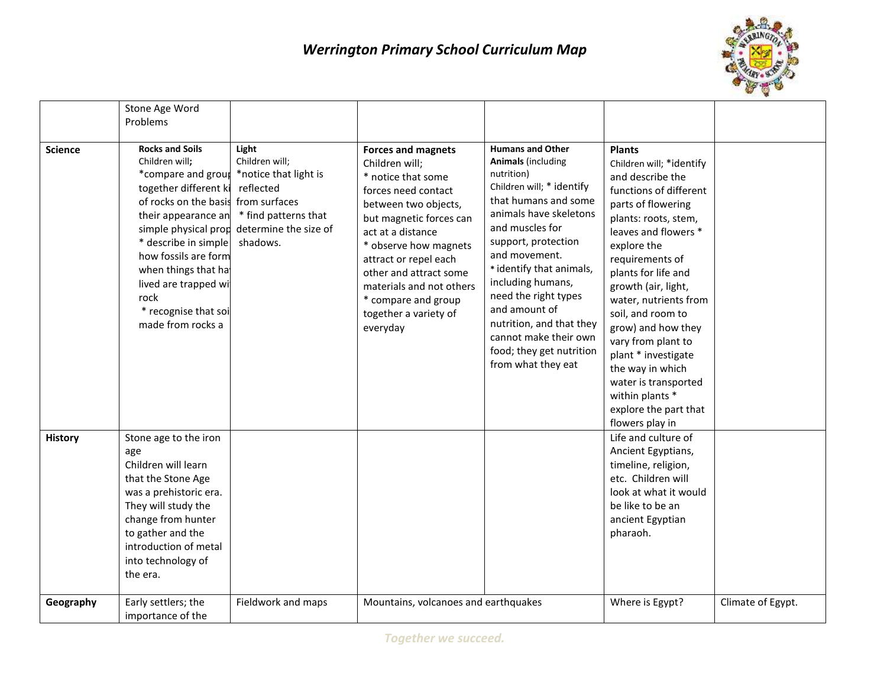# *Werrington Primary School Curriculum Map*

| | | | | | | |
|---|---|---|---|---|---|---|
| | Stone Age Word Problems | | | | | |
| **Science** | **Rocks and Soils** Children will**;** *compare and grou together different ki of rocks on the basis their appearance an simple physical prop * describe in simple how fossils are form when things that ha lived are trapped wi rock * recognise that soi made from rocks a | **Light** Children will; *notice that light is reflected from surfaces * find patterns that determine the size of shadows. | **Forces and magnets** Children will; * notice that some forces need contact between two objects, but magnetic forces can act at a distance * observe how magnets attract or repel each other and attract some materials and not others * compare and group together a variety of everyday | **Humans and Other Animals** (including nutrition) Children will; * identify that humans and some animals have skeletons and muscles for support, protection and movement. * identify that animals, including humans, need the right types and amount of nutrition, and that they cannot make their own food; they get nutrition from what they eat | **Plants** Children will; *identify and describe the functions of different parts of flowering plants: roots, stem, leaves and flowers * explore the requirements of plants for life and growth (air, light, water, nutrients from soil, and room to grow) and how they vary from plant to plant * investigate the way in which water is transported within plants * explore the part that flowers play in | |
| **History** | Stone age to the iron age Children will learn that the Stone Age was a prehistoric era. They will study the change from hunter to gather and the introduction of metal into technology of the era. | | | | Life and culture of Ancient Egyptians, timeline, religion, etc. Children will look at what it would be like to be an ancient Egyptian pharaoh. | |
| **Geography** | Early settlers; the importance of the | Fieldwork and maps | Mountains, volcanoes and earthquakes | | Where is Egypt? | Climate of Egypt. |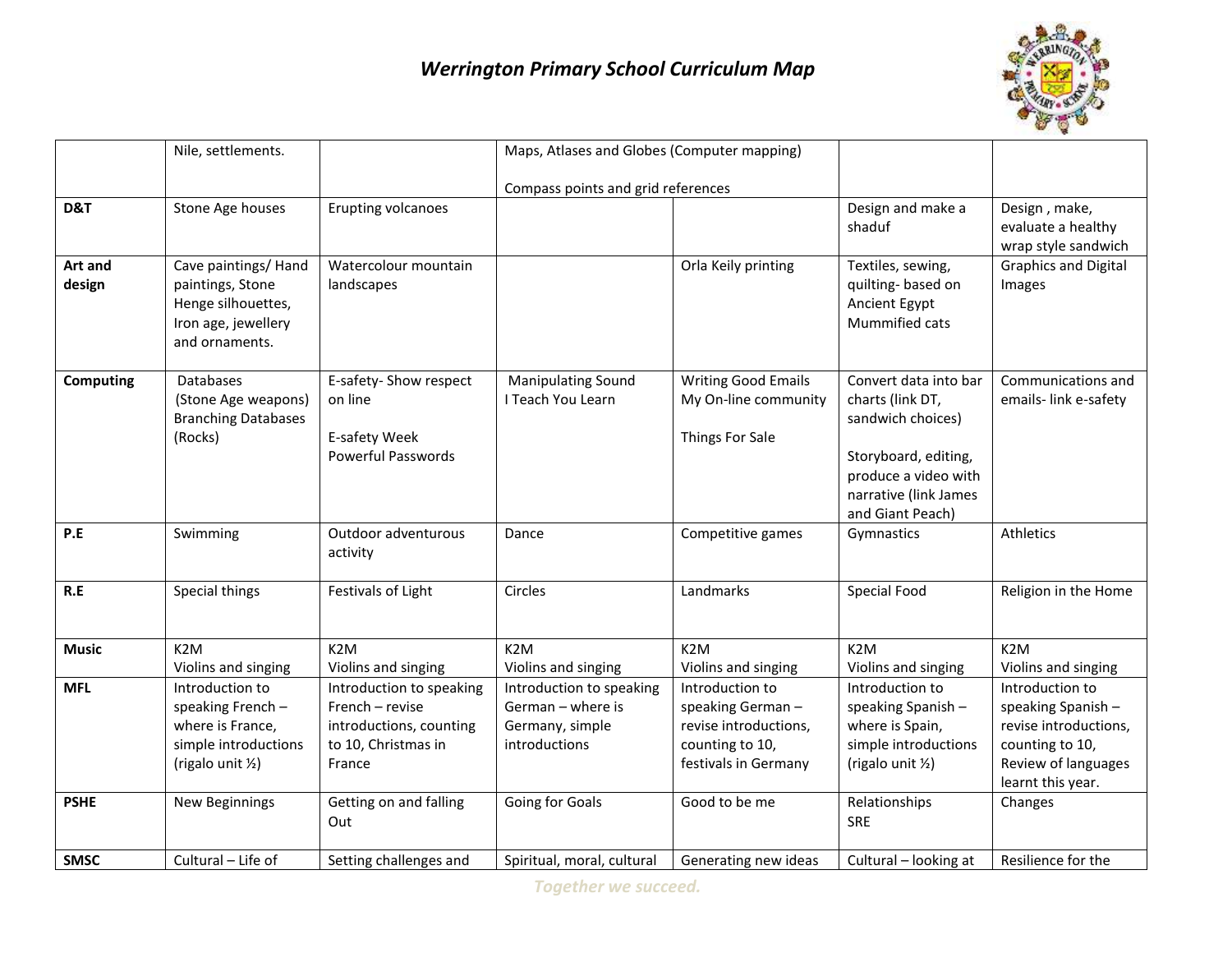# Werrington Primary School Curriculum Map

| | | | | | | |
|---|---|---|---|---|---|---|
| | Nile, settlements. | | Maps, Atlases and Globes (Computer mapping)<br><br>Compass points and grid references | | | |
| **D&T** | Stone Age houses | Erupting volcanoes | | | Design and make a shaduf | Design , make, evaluate a healthy wrap style sandwich |
| **Art and design** | Cave paintings/ Hand paintings, Stone Henge silhouettes, Iron age, jewellery and ornaments. | Watercolour mountain landscapes | | Orla Keily printing | Textiles, sewing, quilting- based on Ancient Egypt Mummified cats | Graphics and Digital Images |
| **Computing** | Databases (Stone Age weapons) Branching Databases (Rocks) | E-safety- Show respect on line<br><br>E-safety Week Powerful Passwords | Manipulating Sound I Teach You Learn | Writing Good Emails My On-line community<br><br>Things For Sale | Convert data into bar charts (link DT, sandwich choices)<br><br>Storyboard, editing, produce a video with narrative (link James and Giant Peach) | Communications and emails- link e-safety |
| **P.E** | Swimming | Outdoor adventurous activity | Dance | Competitive games | Gymnastics | Athletics |
| **R.E** | Special things | Festivals of Light | Circles | Landmarks | Special Food | Religion in the Home |
| **Music** | K2M Violins and singing | K2M Violins and singing | K2M Violins and singing | K2M Violins and singing | K2M Violins and singing | K2M Violins and singing |
| **MFL** | Introduction to speaking French – where is France, simple introductions (rigalo unit ½) | Introduction to speaking French – revise introductions, counting to 10, Christmas in France | Introduction to speaking German – where is Germany, simple introductions | Introduction to speaking German – revise introductions, counting to 10, festivals in Germany | Introduction to speaking Spanish – where is Spain, simple introductions (rigalo unit ½) | Introduction to speaking Spanish – revise introductions, counting to 10, Review of languages learnt this year. |
| **PSHE** | New Beginnings | Getting on and falling Out | Going for Goals | Good to be me | Relationships SRE | Changes |
| **SMSC** | Cultural – Life of | Setting challenges and | Spiritual, moral, cultural | Generating new ideas | Cultural – looking at | Resilience for the |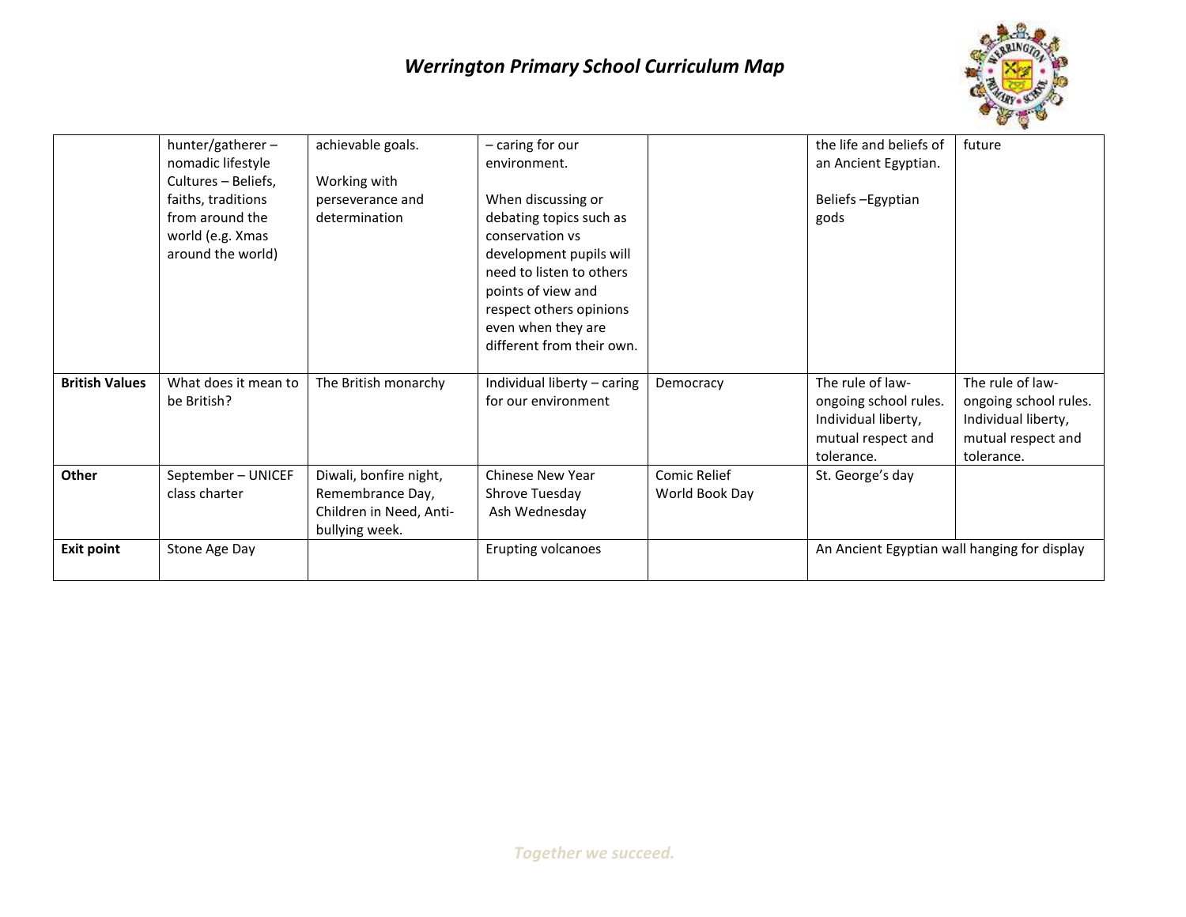## *Werrington Primary School Curriculum Map*

| | | | | | | |
|---|---|---|---|---|---|---|
| | hunter/gatherer – nomadic lifestyle Cultures – Beliefs, faiths, traditions from around the world (e.g. Xmas around the world) | achievable goals.<br><br>Working with perseverance and determination | – caring for our environment.<br><br>When discussing or debating topics such as conservation vs development pupils will need to listen to others points of view and respect others opinions even when they are different from their own. | | the life and beliefs of an Ancient Egyptian.<br><br>Beliefs –Egyptian gods | future |
| **British Values** | What does it mean to be British? | The British monarchy | Individual liberty – caring for our environment | Democracy | The rule of law- ongoing school rules. Individual liberty, mutual respect and tolerance. | The rule of law- ongoing school rules. Individual liberty, mutual respect and tolerance. |
| **Other** | September – UNICEF class charter | Diwali, bonfire night, Remembrance Day, Children in Need, Anti-bullying week. | Chinese New Year<br>Shrove Tuesday<br>Ash Wednesday | Comic Relief<br>World Book Day | St. George's day | |
| **Exit point** | Stone Age Day | | Erupting volcanoes | | An Ancient Egyptian wall hanging for display | |

*Together we succeed.*